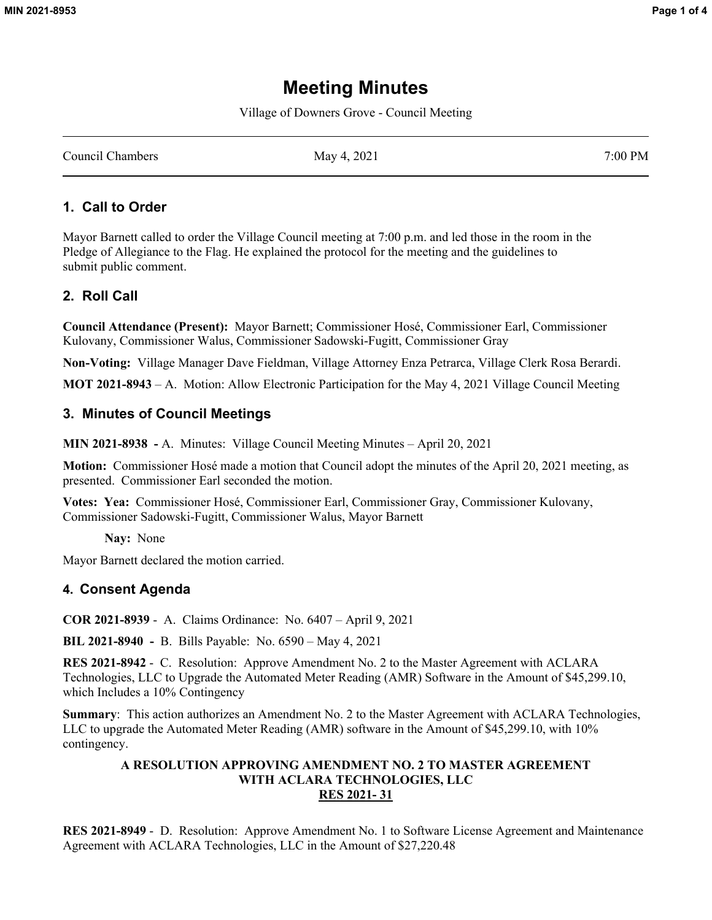# Meeting Minutes

Village of Downers Grove - Council Meeting

Council Chambers | May 4, 2021 | 7:00 PM

## 1. Call to Order

Mayor Barnett called to order the Village Council meeting at 7:00 p.m. and led those in the room in the Pledge of Allegiance to the Flag. He explained the protocol for the meeting and the guidelines to submit public comment.

## 2. Roll Call

**Council Attendance (Present):** Mayor Barnett; Commissioner Hosé, Commissioner Earl, Commissioner Kulovany, Commissioner Walus, Commissioner Sadowski-Fugitt, Commissioner Gray

**Non-Voting:** Village Manager Dave Fieldman, Village Attorney Enza Petrarca, Village Clerk Rosa Berardi.

**MOT 2021-8943** – A. Motion: Allow Electronic Participation for the May 4, 2021 Village Council Meeting

## 3. Minutes of Council Meetings

**MIN 2021-8938 -** A. Minutes: Village Council Meeting Minutes – April 20, 2021

**Motion:** Commissioner Hosé made a motion that Council adopt the minutes of the April 20, 2021 meeting, as presented. Commissioner Earl seconded the motion.

**Votes: Yea:** Commissioner Hosé, Commissioner Earl, Commissioner Gray, Commissioner Kulovany, Commissioner Sadowski-Fugitt, Commissioner Walus, Mayor Barnett

**Nay:** None

Mayor Barnett declared the motion carried.

## 4. Consent Agenda

**COR 2021-8939** - A. Claims Ordinance: No. 6407 – April 9, 2021

**BIL 2021-8940 -** B. Bills Payable: No. 6590 – May 4, 2021

**RES 2021-8942** - C. Resolution: Approve Amendment No. 2 to the Master Agreement with ACLARA Technologies, LLC to Upgrade the Automated Meter Reading (AMR) Software in the Amount of $45,299.10, which Includes a 10% Contingency

**Summary**: This action authorizes an Amendment No. 2 to the Master Agreement with ACLARA Technologies, LLC to upgrade the Automated Meter Reading (AMR) software in the Amount of $45,299.10, with 10% contingency.

**A RESOLUTION APPROVING AMENDMENT NO. 2 TO MASTER AGREEMENT WITH ACLARA TECHNOLOGIES, LLC**
**RES 2021- 31**

**RES 2021-8949** - D. Resolution: Approve Amendment No. 1 to Software License Agreement and Maintenance Agreement with ACLARA Technologies, LLC in the Amount of $27,220.48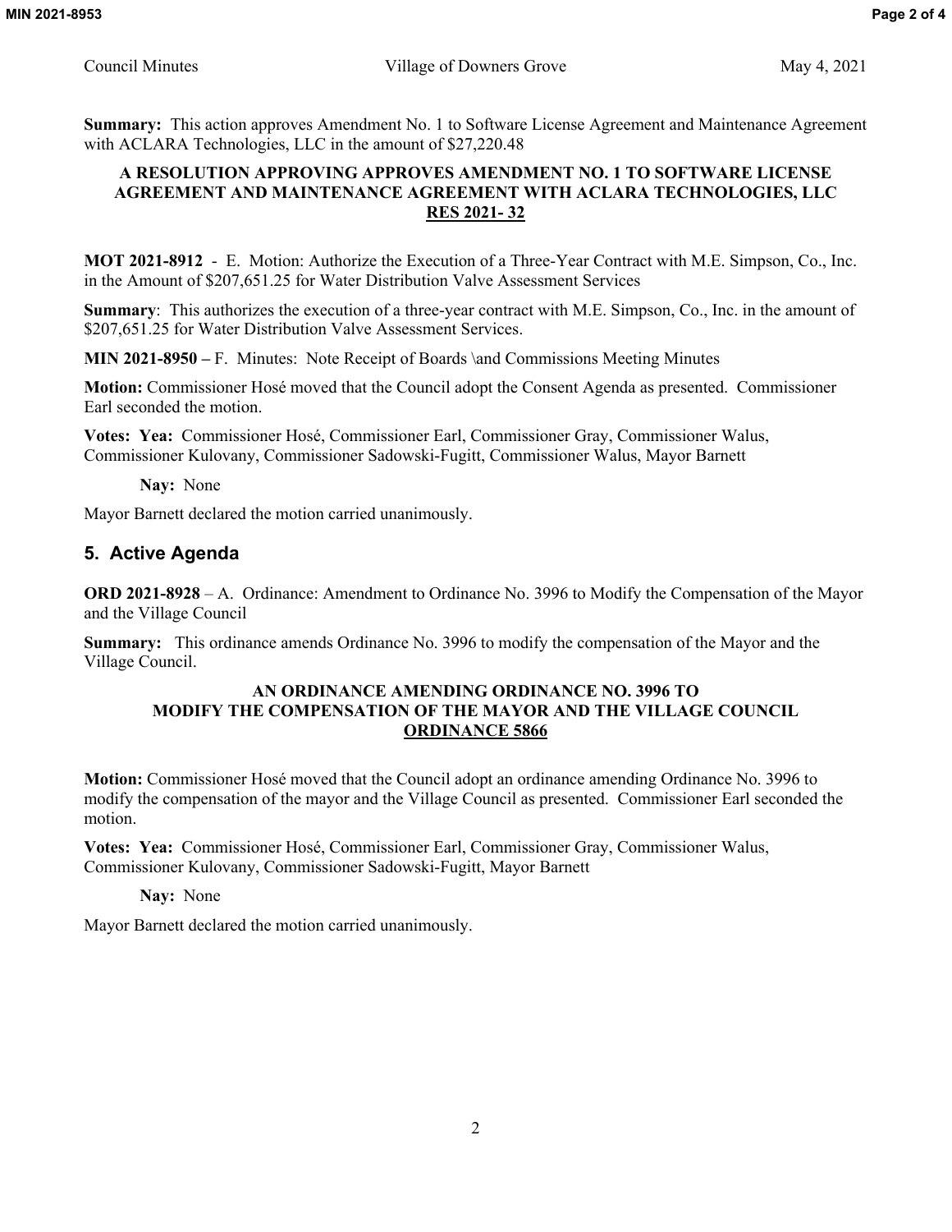**Summary:** This action approves Amendment No. 1 to Software License Agreement and Maintenance Agreement with ACLARA Technologies, LLC in the amount of $27,220.48

**A RESOLUTION APPROVING APPROVES AMENDMENT NO. 1 TO SOFTWARE LICENSE AGREEMENT AND MAINTENANCE AGREEMENT WITH ACLARA TECHNOLOGIES, LLC**
**RES 2021- 32**

**MOT 2021-8912** - E. Motion: Authorize the Execution of a Three-Year Contract with M.E. Simpson, Co., Inc. in the Amount of $207,651.25 for Water Distribution Valve Assessment Services

**Summary**: This authorizes the execution of a three-year contract with M.E. Simpson, Co., Inc. in the amount of $207,651.25 for Water Distribution Valve Assessment Services.

**MIN 2021-8950 –** F. Minutes: Note Receipt of Boards \and Commissions Meeting Minutes

**Motion:** Commissioner Hosé moved that the Council adopt the Consent Agenda as presented. Commissioner Earl seconded the motion.

**Votes: Yea:** Commissioner Hosé, Commissioner Earl, Commissioner Gray, Commissioner Walus, Commissioner Kulovany, Commissioner Sadowski-Fugitt, Commissioner Walus, Mayor Barnett

**Nay:** None

Mayor Barnett declared the motion carried unanimously.

## 5. Active Agenda

**ORD 2021-8928** – A. Ordinance: Amendment to Ordinance No. 3996 to Modify the Compensation of the Mayor and the Village Council

**Summary:** This ordinance amends Ordinance No. 3996 to modify the compensation of the Mayor and the Village Council.

**AN ORDINANCE AMENDING ORDINANCE NO. 3996 TO MODIFY THE COMPENSATION OF THE MAYOR AND THE VILLAGE COUNCIL**
**ORDINANCE 5866**

**Motion:** Commissioner Hosé moved that the Council adopt an ordinance amending Ordinance No. 3996 to modify the compensation of the mayor and the Village Council as presented. Commissioner Earl seconded the motion.

**Votes: Yea:** Commissioner Hosé, Commissioner Earl, Commissioner Gray, Commissioner Walus, Commissioner Kulovany, Commissioner Sadowski-Fugitt, Mayor Barnett

**Nay:** None

Mayor Barnett declared the motion carried unanimously.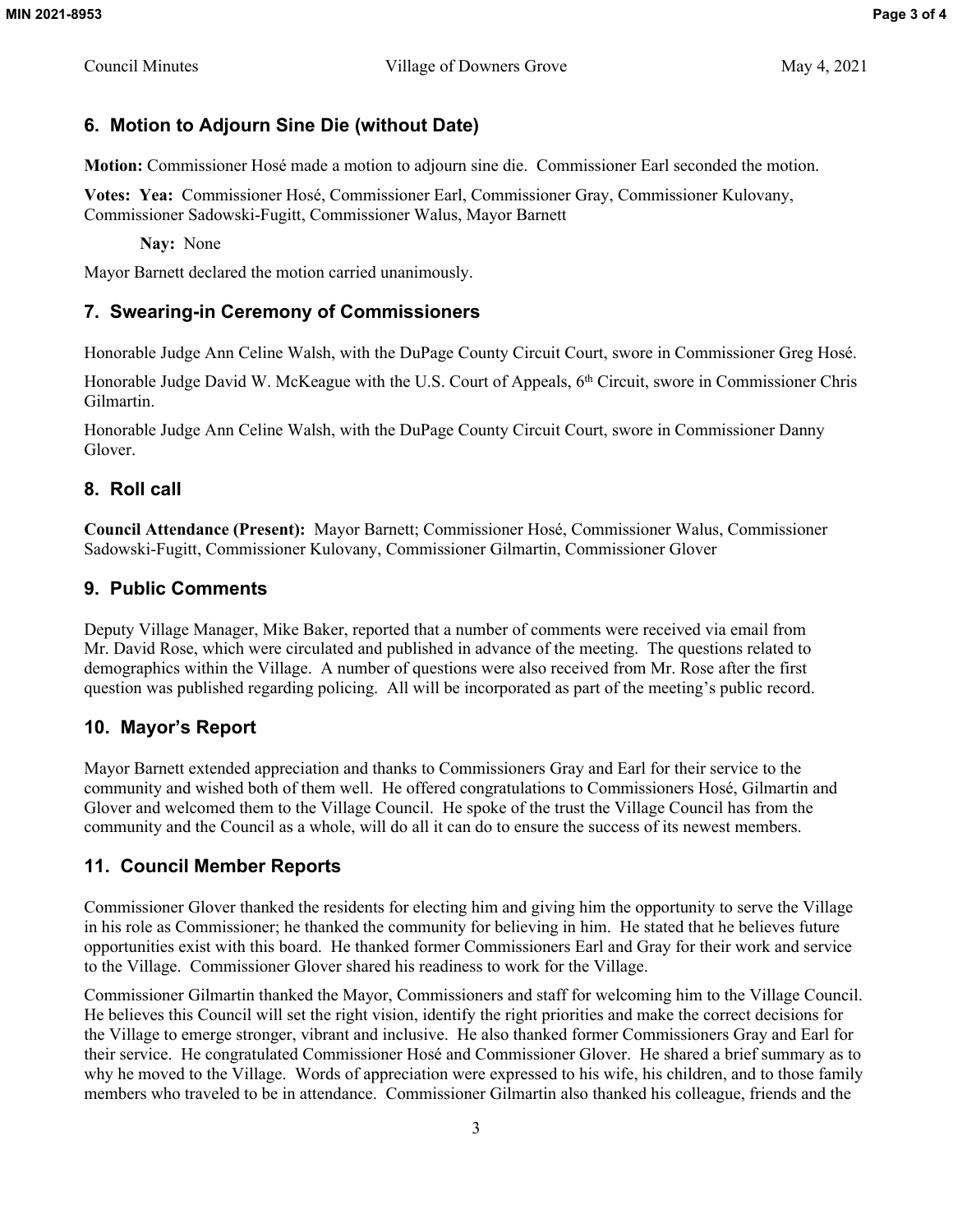## 6. Motion to Adjourn Sine Die (without Date)

**Motion:** Commissioner Hosé made a motion to adjourn sine die. Commissioner Earl seconded the motion.

**Votes: Yea:** Commissioner Hosé, Commissioner Earl, Commissioner Gray, Commissioner Kulovany, Commissioner Sadowski-Fugitt, Commissioner Walus, Mayor Barnett

**Nay:** None

Mayor Barnett declared the motion carried unanimously.

## 7. Swearing-in Ceremony of Commissioners

Honorable Judge Ann Celine Walsh, with the DuPage County Circuit Court, swore in Commissioner Greg Hosé.

Honorable Judge David W. McKeague with the U.S. Court of Appeals, 6th Circuit, swore in Commissioner Chris Gilmartin.

Honorable Judge Ann Celine Walsh, with the DuPage County Circuit Court, swore in Commissioner Danny Glover.

## 8. Roll call

**Council Attendance (Present):** Mayor Barnett; Commissioner Hosé, Commissioner Walus, Commissioner Sadowski-Fugitt, Commissioner Kulovany, Commissioner Gilmartin, Commissioner Glover

## 9. Public Comments

Deputy Village Manager, Mike Baker, reported that a number of comments were received via email from Mr. David Rose, which were circulated and published in advance of the meeting. The questions related to demographics within the Village. A number of questions were also received from Mr. Rose after the first question was published regarding policing. All will be incorporated as part of the meeting's public record.

## 10. Mayor's Report

Mayor Barnett extended appreciation and thanks to Commissioners Gray and Earl for their service to the community and wished both of them well. He offered congratulations to Commissioners Hosé, Gilmartin and Glover and welcomed them to the Village Council. He spoke of the trust the Village Council has from the community and the Council as a whole, will do all it can do to ensure the success of its newest members.

## 11. Council Member Reports

Commissioner Glover thanked the residents for electing him and giving him the opportunity to serve the Village in his role as Commissioner; he thanked the community for believing in him. He stated that he believes future opportunities exist with this board. He thanked former Commissioners Earl and Gray for their work and service to the Village. Commissioner Glover shared his readiness to work for the Village.

Commissioner Gilmartin thanked the Mayor, Commissioners and staff for welcoming him to the Village Council. He believes this Council will set the right vision, identify the right priorities and make the correct decisions for the Village to emerge stronger, vibrant and inclusive. He also thanked former Commissioners Gray and Earl for their service. He congratulated Commissioner Hosé and Commissioner Glover. He shared a brief summary as to why he moved to the Village. Words of appreciation were expressed to his wife, his children, and to those family members who traveled to be in attendance. Commissioner Gilmartin also thanked his colleague, friends and the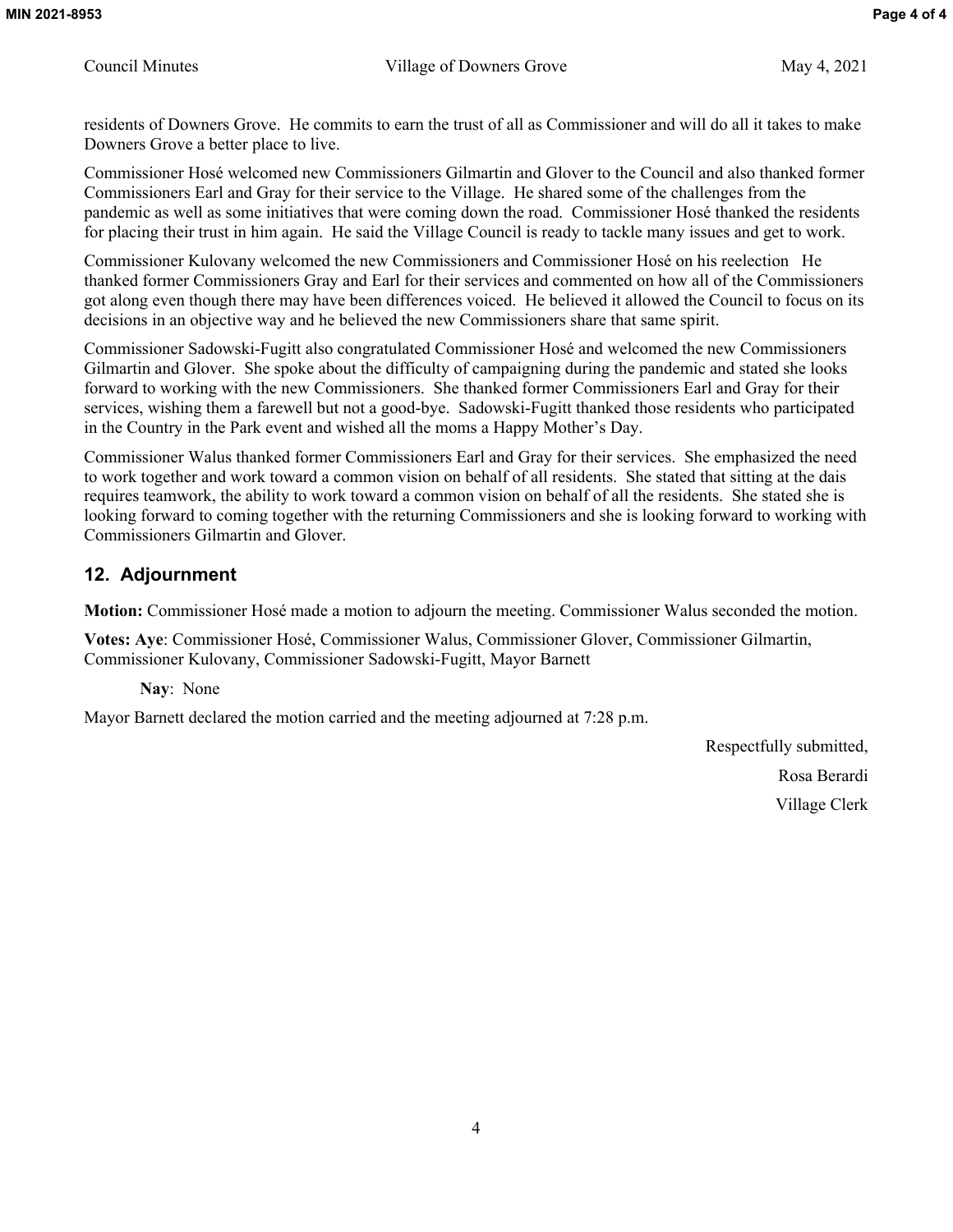residents of Downers Grove. He commits to earn the trust of all as Commissioner and will do all it takes to make Downers Grove a better place to live.

Commissioner Hosé welcomed new Commissioners Gilmartin and Glover to the Council and also thanked former Commissioners Earl and Gray for their service to the Village. He shared some of the challenges from the pandemic as well as some initiatives that were coming down the road. Commissioner Hosé thanked the residents for placing their trust in him again. He said the Village Council is ready to tackle many issues and get to work.

Commissioner Kulovany welcomed the new Commissioners and Commissioner Hosé on his reelection He thanked former Commissioners Gray and Earl for their services and commented on how all of the Commissioners got along even though there may have been differences voiced. He believed it allowed the Council to focus on its decisions in an objective way and he believed the new Commissioners share that same spirit.

Commissioner Sadowski-Fugitt also congratulated Commissioner Hosé and welcomed the new Commissioners Gilmartin and Glover. She spoke about the difficulty of campaigning during the pandemic and stated she looks forward to working with the new Commissioners. She thanked former Commissioners Earl and Gray for their services, wishing them a farewell but not a good-bye. Sadowski-Fugitt thanked those residents who participated in the Country in the Park event and wished all the moms a Happy Mother's Day.

Commissioner Walus thanked former Commissioners Earl and Gray for their services. She emphasized the need to work together and work toward a common vision on behalf of all residents. She stated that sitting at the dais requires teamwork, the ability to work toward a common vision on behalf of all the residents. She stated she is looking forward to coming together with the returning Commissioners and she is looking forward to working with Commissioners Gilmartin and Glover.

## 12. Adjournment

**Motion:** Commissioner Hosé made a motion to adjourn the meeting. Commissioner Walus seconded the motion.

**Votes: Aye**: Commissioner Hosé, Commissioner Walus, Commissioner Glover, Commissioner Gilmartin, Commissioner Kulovany, Commissioner Sadowski-Fugitt, Mayor Barnett

**Nay**: None

Mayor Barnett declared the motion carried and the meeting adjourned at 7:28 p.m.

Respectfully submitted,

Rosa Berardi

Village Clerk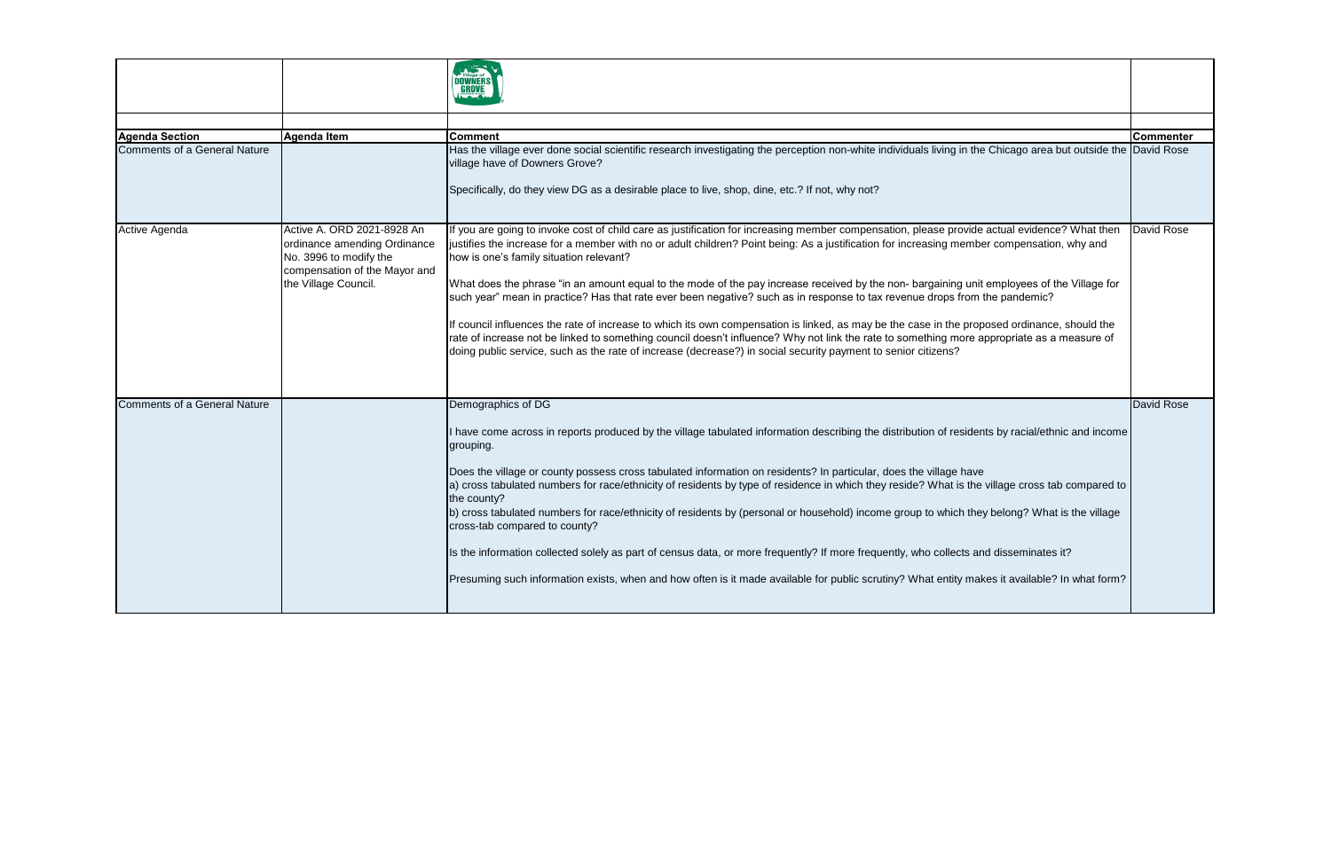| Agenda Section | Agenda Item | Comment | Commenter |
|---|---|---|---|
| Comments of a General Nature | | Has the village ever done social scientific research investigating the perception non-white individuals living in the Chicago area but outside the village have of Downers Grove?<br><br>Specifically, do they view DG as a desirable place to live, shop, dine, etc.? If not, why not? | David Rose |
| Active Agenda | Active A. ORD 2021-8928 An ordinance amending Ordinance No. 3996 to modify the compensation of the Mayor and the Village Council. | If you are going to invoke cost of child care as justification for increasing member compensation, please provide actual evidence? What then justifies the increase for a member with no or adult children? Point being: As a justification for increasing member compensation, why and how is one's family situation relevant?<br><br>What does the phrase "in an amount equal to the mode of the pay increase received by the non- bargaining unit employees of the Village for such year" mean in practice? Has that rate ever been negative? such as in response to tax revenue drops from the pandemic?<br><br>If council influences the rate of increase to which its own compensation is linked, as may be the case in the proposed ordinance, should the rate of increase not be linked to something council doesn't influence? Why not link the rate to something more appropriate as a measure of doing public service, such as the rate of increase (decrease?) in social security payment to senior citizens? | David Rose |
| Comments of a General Nature | | Demographics of DG<br><br>I have come across in reports produced by the village tabulated information describing the distribution of residents by racial/ethnic and income grouping.<br><br>Does the village or county possess cross tabulated information on residents? In particular, does the village have<br>a) cross tabulated numbers for race/ethnicity of residents by type of residence in which they reside? What is the village cross tab compared to the county?<br>b) cross tabulated numbers for race/ethnicity of residents by (personal or household) income group to which they belong? What is the village cross-tab compared to county?<br><br>Is the information collected solely as part of census data, or more frequently? If more frequently, who collects and disseminates it?<br><br>Presuming such information exists, when and how often is it made available for public scrutiny? What entity makes it available? In what form? | David Rose |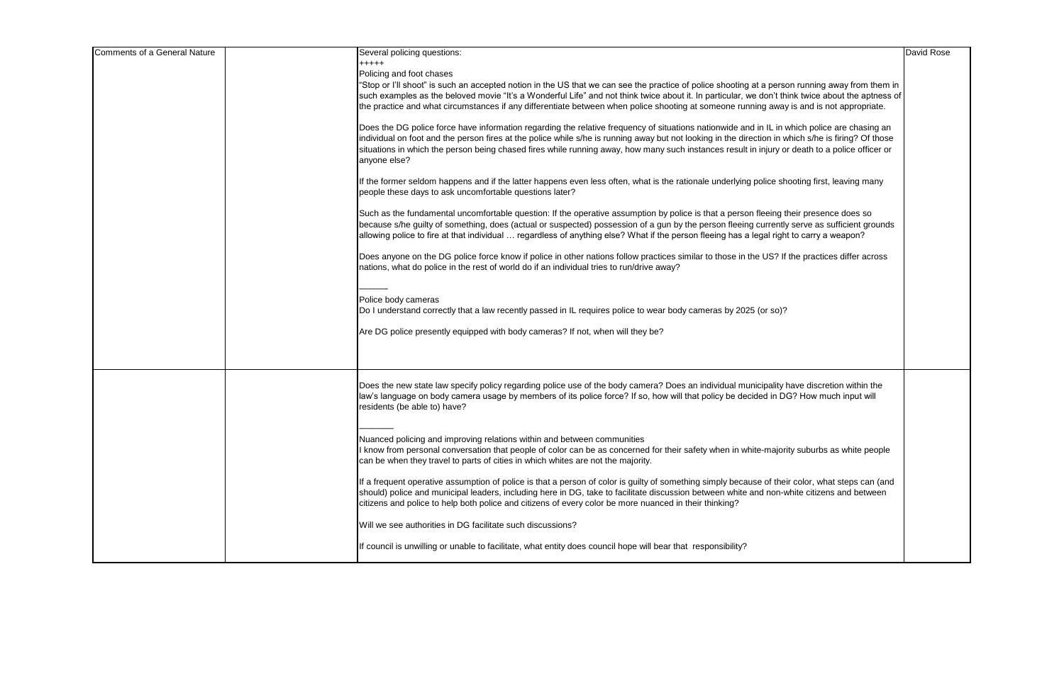| | | | |
|---|---|---|---|
| Comments of a General Nature | | Several policing questions:<br>+++++<br>Policing and foot chases<br>"Stop or I'll shoot" is such an accepted notion in the US that we can see the practice of police shooting at a person running away from them in such examples as the beloved movie "It's a Wonderful Life" and not think twice about it. In particular, we don't think twice about the aptness of the practice and what circumstances if any differentiate between when police shooting at someone running away is and is not appropriate.<br><br>Does the DG police force have information regarding the relative frequency of situations nationwide and in IL in which police are chasing an individual on foot and the person fires at the police while s/he is running away but not looking in the direction in which s/he is firing? Of those situations in which the person being chased fires while running away, how many such instances result in injury or death to a police officer or anyone else?<br><br>If the former seldom happens and if the latter happens even less often, what is the rationale underlying police shooting first, leaving many people these days to ask uncomfortable questions later?<br><br>Such as the fundamental uncomfortable question: If the operative assumption by police is that a person fleeing their presence does so because s/he guilty of something, does (actual or suspected) possession of a gun by the person fleeing currently serve as sufficient grounds allowing police to fire at that individual … regardless of anything else? What if the person fleeing has a legal right to carry a weapon?<br><br>Does anyone on the DG police force know if police in other nations follow practices similar to those in the US? If the practices differ across nations, what do police in the rest of world do if an individual tries to run/drive away?<br><br>______<br>Police body cameras<br>Do I understand correctly that a law recently passed in IL requires police to wear body cameras by 2025 (or so)?<br><br>Are DG police presently equipped with body cameras? If not, when will they be? | David Rose |
| | | Does the new state law specify policy regarding police use of the body camera? Does an individual municipality have discretion within the law's language on body camera usage by members of its police force? If so, how will that policy be decided in DG? How much input will residents (be able to) have?<br><br>_______<br>Nuanced policing and improving relations within and between communities<br>I know from personal conversation that people of color can be as concerned for their safety when in white-majority suburbs as white people can be when they travel to parts of cities in which whites are not the majority.<br><br>If a frequent operative assumption of police is that a person of color is guilty of something simply because of their color, what steps can (and should) police and municipal leaders, including here in DG, take to facilitate discussion between white and non-white citizens and between citizens and police to help both police and citizens of every color be more nuanced in their thinking?<br><br>Will we see authorities in DG facilitate such discussions?<br><br>If council is unwilling or unable to facilitate, what entity does council hope will bear that responsibility? | |